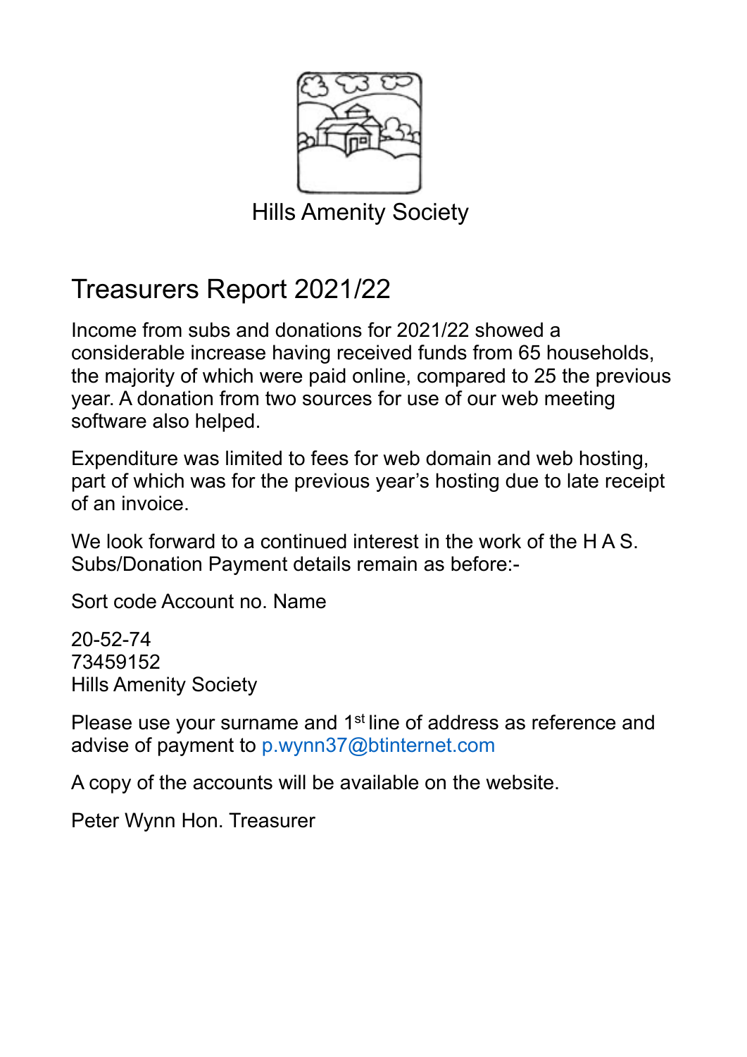Hills Amenity Society

# Treasurers Report 2021/22

Income from subs and donations for 2021/22 showed a considerable increase having received funds from 65 households, the majority of which were paid online, compared to 25 the previous year. A donation from two sources for use of our web meeting software also helped.

Expenditure was limited to fees for web domain and web hosting, part of which was for the previous year's hosting due to late receipt of an invoice.

We look forward to a continued interest in the work of the H A S. Subs/Donation Payment details remain as before:-

Sort code Account no. Name

20-52-74
73459152
Hills Amenity Society

Please use your surname and 1st line of address as reference and advise of payment to p.wynn37@btinternet.com

A copy of the accounts will be available on the website.

Peter Wynn Hon. Treasurer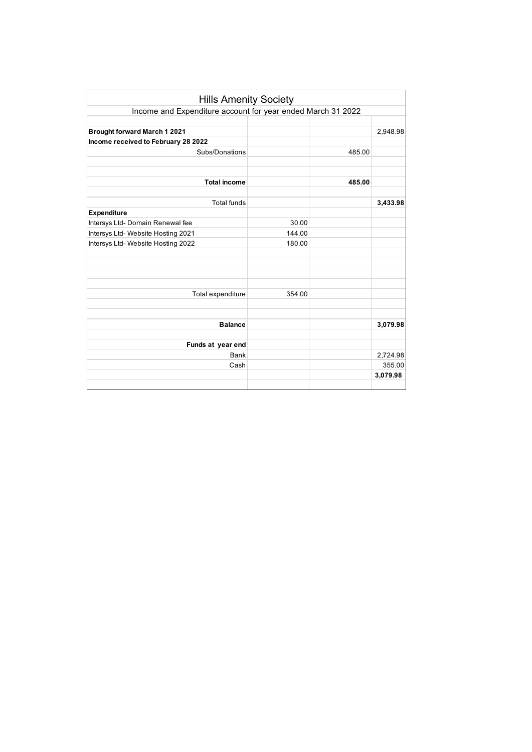# Hills Amenity Society

## Income and Expenditure account for year ended March 31 2022

| | | | |
|---|---|---|---|
| **Brought forward March 1 2021** | | | 2,948.98 |
| **Income received to February 28 2022** | | | |
| Subs/Donations | | 485.00 | |
| | | | |
| | | | |
| **Total income** | | **485.00** | |
| | | | |
| Total funds | | | **3,433.98** |
| **Expenditure** | | | |
| Intersys Ltd- Domain Renewal fee | 30.00 | | |
| Intersys Ltd- Website Hosting 2021 | 144.00 | | |
| Intersys Ltd- Website Hosting 2022 | 180.00 | | |
| | | | |
| | | | |
| | | | |
| Total expenditure | 354.00 | | |
| | | | |
| | | | |
| **Balance** | | | **3,079.98** |
| | | | |
| **Funds at year end** | | | |
| Bank | | | 2,724.98 |
| Cash | | | 355.00 |
| | | | **3,079.98** |